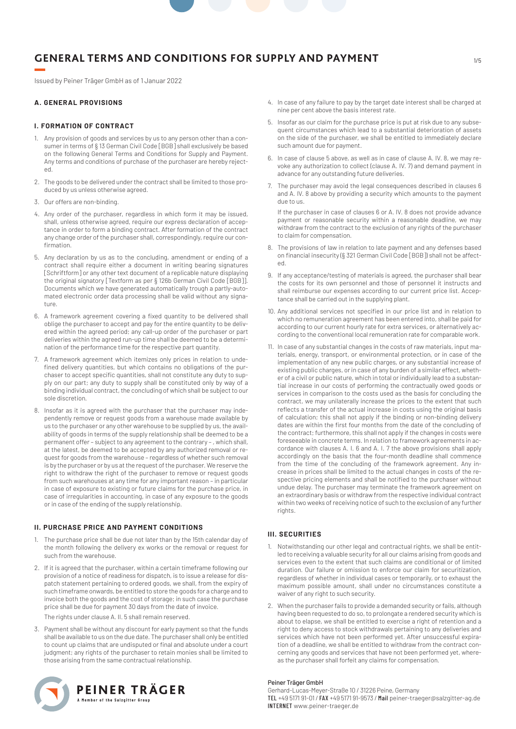# GENERAL TERMS AND CONDITIONS FOR SUPPLY AND PAYMENT

Issued by Peiner Träger GmbH as of 1 Januar 2022

## A. GENERAL PROVISIONS

### I. FORMATION OF CONTRACT

1. Any provision of goods and services by us to any person other than a consumer in terms of § 13 German Civil Code [BGB] shall exclusively be based on the following General Terms and Conditions for Supply and Payment. Any terms and conditions of purchase of the purchaser are hereby rejected.
2. The goods to be delivered under the contract shall be limited to those produced by us unless otherwise agreed.
3. Our offers are non-binding.
4. Any order of the purchaser, regardless in which form it may be issued, shall, unless otherwise agreed, require our express declaration of acceptance in order to form a binding contract. After formation of the contract any change order of the purchaser shall, correspondingly, require our confirmation.
5. Any declaration by us as to the concluding, amendment or ending of a contract shall require either a document in writing bearing signatures [Schriftform] or any other text document of a replicable nature displaying the original signatory [Textform as per § 126b German Civil Code [BGB]]. Documents which we have generated automatically trough a partly-automated electronic order data processing shall be valid without any signature.
6. A framework agreement covering a fixed quantity to be delivered shall oblige the purchaser to accept and pay for the entire quantity to be delivered within the agreed period; any call-up order of the purchaser or part deliveries within the agreed run-up time shall be deemed to be a determination of the performance time for the respective part quantity.
7. A framework agreement which itemizes only prices in relation to undefined delivery quantities, but which contains no obligations of the purchaser to accept specific quantities, shall not constitute any duty to supply on our part; any duty to supply shall be constituted only by way of a binding individual contract, the concluding of which shall be subject to our sole discretion.
8. Insofar as it is agreed with the purchaser that the purchaser may independently remove or request goods from a warehouse made available by us to the purchaser or any other warehouse to be supplied by us, the availability of goods in terms of the supply relationship shall be deemed to be a permanent offer – subject to any agreement to the contrary – , which shall, at the latest, be deemed to be accepted by any authorized removal or request for goods from the warehouse – regardless of whether such removal is by the purchaser or by us at the request of the purchaser. We reserve the right to withdraw the right of the purchaser to remove or request goods from such warehouses at any time for any important reason – in particular in case of exposure to existing or future claims for the purchase price, in case of irregularities in accounting, in case of any exposure to the goods or in case of the ending of the supply relationship.

### II. PURCHASE PRICE AND PAYMENT CONDITIONS

1. The purchase price shall be due not later than by the 15th calendar day of the month following the delivery ex works or the removal or request for such from the warehouse.
2. If it is agreed that the purchaser, within a certain timeframe following our provision of a notice of readiness for dispatch, is to issue a release for dispatch statement pertaining to ordered goods, we shall, from the expiry of such timeframe onwards, be entitled to store the goods for a charge and to invoice both the goods and the cost of storage; in such case the purchase price shall be due for payment 30 days from the date of invoice.

   The rights under clause A. II. 5 shall remain reserved.
3. Payment shall be without any discount for early payment so that the funds shall be available to us on the due date. The purchaser shall only be entitled to count up claims that are undisputed or final and absolute under a court judgment; any rights of the purchaser to retain monies shall be limited to those arising from the same contractual relationship.
4. In case of any failure to pay by the target date interest shall be charged at nine per cent above the basis interest rate.
5. Insofar as our claim for the purchase price is put at risk due to any subsequent circumstances which lead to a substantial deterioration of assets on the side of the purchaser, we shall be entitled to immediately declare such amount due for payment.
6. In case of clause 5 above, as well as in case of clause A. IV. 8, we may revoke any authorization to collect (clause A. IV. 7) and demand payment in advance for any outstanding future deliveries.
7. The purchaser may avoid the legal consequences described in clauses 6 and A. IV. 8 above by providing a security which amounts to the payment due to us.

   If the purchaser in case of clauses 6 or A. IV. 8 does not provide advance payment or reasonable security within a reasonable deadline, we may withdraw from the contract to the exclusion of any rights of the purchaser to claim for compensation.
8. The provisions of law in relation to late payment and any defenses based on financial insecurity (§ 321 German Civil Code [BGB]) shall not be affected.
9. If any acceptance/testing of materials is agreed, the purchaser shall bear the costs for its own personnel and those of personnel it instructs and shall reimburse our expenses according to our current price list. Acceptance shall be carried out in the supplying plant.
10. Any additional services not specified in our price list and in relation to which no remuneration agreement has been entered into, shall be paid for according to our current hourly rate for extra services, or alternatively according to the conventional local remuneration rate for comparable work.
11. In case of any substantial changes in the costs of raw materials, input materials, energy, transport, or environmental protection, or in case of the implementation of any new public charges, or any substantial increase of existing public charges, or in case of any burden of a similar effect, whether of a civil or public nature, which in total or individually lead to a substantial increase in our costs of performing the contractually owed goods or services in comparison to the costs used as the basis for concluding the contract, we may unilaterally increase the prices to the extent that such reflects a transfer of the actual increase in costs using the original basis of calculation; this shall not apply if the binding or non-binding delivery dates are within the first four months from the date of the concluding of the contract; furthermore, this shall not apply if the changes in costs were foreseeable in concrete terms. In relation to framework agreements in accordance with clauses A. I. 6 and A. I. 7 the above provisions shall apply accordingly on the basis that the four-month deadline shall commence from the time of the concluding of the framework agreement. Any increase in prices shall be limited to the actual changes in costs of the respective pricing elements and shall be notified to the purchaser without undue delay. The purchaser may terminate the framework agreement on an extraordinary basis or withdraw from the respective individual contract within two weeks of receiving notice of such to the exclusion of any further rights.

### III. SECURITIES

1. Notwithstanding our other legal and contractual rights, we shall be entitled to receiving a valuable security for all our claims arising from goods and services even to the extent that such claims are conditional or of limited duration. Our failure or omission to enforce our claim for securitization, regardless of whether in individual cases or temporarily, or to exhaust the maximum possible amount, shall under no circumstances constitute a waiver of any right to such security.
2. When the purchaser fails to provide a demanded security or fails, although having been requested to do so, to prolongate a rendered security which is about to elapse, we shall be entitled to exercise a right of retention and a right to deny access to stock withdrawals pertaining to any deliveries and services which have not been performed yet. After unsuccessful expiration of a deadline, we shall be entitled to withdraw from the contract concerning any goods and services that have not been performed yet, whereas the purchaser shall forfeit any claims for compensation.

Peiner Träger GmbH
Gerhard-Lucas-Meyer-Straße 10 / 31226 Peine, Germany
**TEL** +49 5171 91-01 / **FAX** +49 5171 91-9573 / **Mail** peiner-traeger@salzgitter-ag.de
**INTERNET** www.peiner-traeger.de

PEINER TRÄGER
A Member of the Salzgitter Group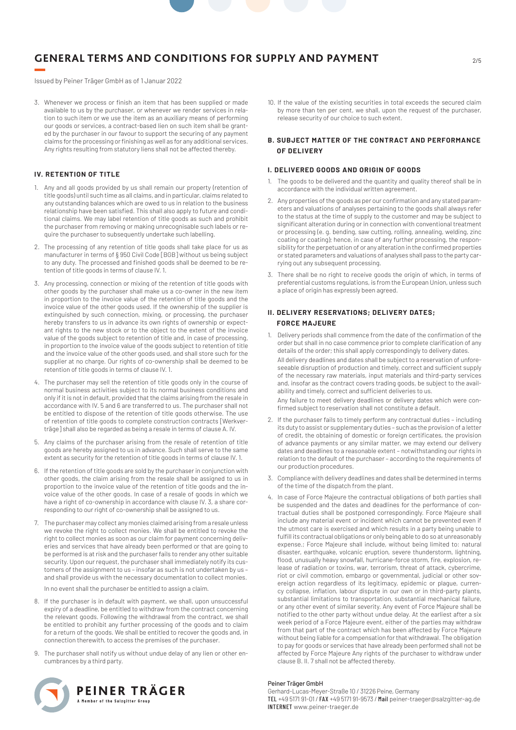3. Whenever we process or finish an item that has been supplied or made available to us by the purchaser, or whenever we render services in relation to such item or we use the item as an auxiliary means of performing our goods or services, a contract-based lien on such item shall be granted by the purchaser in our favour to support the securing of any payment claims for the processing or finishing as well as for any additional services. Any rights resulting from statutory liens shall not be affected thereby.

### IV. RETENTION OF TITLE

1. Any and all goods provided by us shall remain our property (retention of title goods) until such time as all claims, and in particular, claims related to any outstanding balances which are owed to us in relation to the business relationship have been satisfied. This shall also apply to future and conditional claims. We may label retention of title goods as such and prohibit the purchaser from removing or making unrecognisable such labels or require the purchaser to subsequently undertake such labelling.
2. The processing of any retention of title goods shall take place for us as manufacturer in terms of § 950 Civil Code [BGB] without us being subject to any duty. The processed and finished goods shall be deemed to be retention of title goods in terms of clause IV. 1.
3. Any processing, connection or mixing of the retention of title goods with other goods by the purchaser shall make us a co-owner in the new item in proportion to the invoice value of the retention of title goods and the invoice value of the other goods used. If the ownership of the supplier is extinguished by such connection, mixing, or processing, the purchaser hereby transfers to us in advance its own rights of ownership or expectant rights to the new stock or to the object to the extent of the invoice value of the goods subject to retention of title and, in case of processing, in proportion to the invoice value of the goods subject to retention of title and the invoice value of the other goods used, and shall store such for the supplier at no charge. Our rights of co-ownership shall be deemed to be retention of title goods in terms of clause IV. 1.
4. The purchaser may sell the retention of title goods only in the course of normal business activities subject to its normal business conditions and only if it is not in default, provided that the claims arising from the resale in accordance with IV. 5 and 6 are transferred to us. The purchaser shall not be entitled to dispose of the retention of title goods otherwise. The use of retention of title goods to complete construction contracts [Werkverträge] shall also be regarded as being a resale in terms of clause A. IV.
5. Any claims of the purchaser arising from the resale of retention of title goods are hereby assigned to us in advance. Such shall serve to the same extent as security for the retention of title goods in terms of clause IV. 1.
6. If the retention of title goods are sold by the purchaser in conjunction with other goods, the claim arising from the resale shall be assigned to us in proportion to the invoice value of the retention of title goods and the invoice value of the other goods. In case of a resale of goods in which we have a right of co-ownership in accordance with clause IV. 3, a share corresponding to our right of co-ownership shall be assigned to us.
7. The purchaser may collect any monies claimed arising from a resale unless we revoke the right to collect monies. We shall be entitled to revoke the right to collect monies as soon as our claim for payment concerning deliveries and services that have already been performed or that are going to be performed is at risk and the purchaser fails to render any other suitable security. Upon our request, the purchaser shall immediately notify its customers of the assignment to us – insofar as such is not undertaken by us – and shall provide us with the necessary documentation to collect monies.

   In no event shall the purchaser be entitled to assign a claim.
8. If the purchaser is in default with payment, we shall, upon unsuccessful expiry of a deadline, be entitled to withdraw from the contract concerning the relevant goods. Following the withdrawal from the contract, we shall be entitled to prohibit any further processing of the goods and to claim for a return of the goods. We shall be entitled to recover the goods and, in connection therewith, to access the premises of the purchaser.
9. The purchaser shall notify us without undue delay of any lien or other encumbrances by a third party.
10. If the value of the existing securities in total exceeds the secured claim by more than ten per cent, we shall, upon the request of the purchaser, release security of our choice to such extent.

## B. SUBJECT MATTER OF THE CONTRACT AND PERFORMANCE OF DELIVERY

### I. DELIVERED GOODS AND ORIGIN OF GOODS

1. The goods to be delivered and the quantity and quality thereof shall be in accordance with the individual written agreement.
2. Any properties of the goods as per our confirmation and any stated parameters and valuations of analyses pertaining to the goods shall always refer to the status at the time of supply to the customer and may be subject to significant alteration during or in connection with conventional treatment or processing (e. g. bending, saw cutting, rolling, annealing, welding, zinc coating or coating); hence, in case of any further processing, the responsibility for the perpetuation of or any alteration in the confirmed properties or stated parameters and valuations of analyses shall pass to the party carrying out any subsequent processing.
3. There shall be no right to receive goods the origin of which, in terms of preferential customs regulations, is from the European Union, unless such a place of origin has expressly been agreed.

### II. DELIVERY RESERVATIONS; DELIVERY DATES; FORCE MAJEURE

1. Delivery periods shall commence from the date of the confirmation of the order but shall in no case commence prior to complete clarification of any details of the order; this shall apply correspondingly to delivery dates.

   All delivery deadlines and dates shall be subject to a reservation of unforeseeable disruption of production and timely, correct and sufficient supply of the necessary raw materials, input materials and third-party services and, insofar as the contract covers trading goods, be subject to the availability and timely, correct and sufficient deliveries to us.

   Any failure to meet delivery deadlines or delivery dates which were confirmed subject to reservation shall not constitute a default.
2. If the purchaser fails to timely perform any contractual duties – including its duty to assist or supplementary duties – such as the provision of a letter of credit, the obtaining of domestic or foreign certificates, the provision of advance payments or any similar matter, we may extend our delivery dates and deadlines to a reasonable extent – notwithstanding our rights in relation to the default of the purchaser – according to the requirements of our production procedures.
3. Compliance with delivery deadlines and dates shall be determined in terms of the time of the dispatch from the plant.
4. In case of Force Majeure the contractual obligations of both parties shall be suspended and the dates and deadlines for the performance of contractual duties shall be postponed correspondingly. Force Majeure shall include any material event or incident which cannot be prevented even if the utmost care is exercised and which results in a party being unable to fulfill its contractual obligations or only being able to do so at unreasonably expense.; Force Majeure shall include, without being limited to: natural disaster, earthquake, volcanic eruption, severe thunderstorm, lightning, flood, unusually heavy snowfall, hurricane-force storm, fire, explosion, release of radiation or toxins, war, terrorism, threat of attack, cybercrime, riot or civil commotion, embargo or governmental, judicial or other sovereign action regardless of its legitimacy, epidemic or plague, currency collapse, inflation, labour dispute in our own or in third-party plants, substantial limitations to transportation, substantial mechanical failure, or any other event of similar severity. Any event of Force Majeure shall be notified to the other party without undue delay. At the earliest after a six week period of a Force Majeure event, either of the parties may withdraw from that part of the contract which has been affected by Force Majeure without being liable for a compensation for that withdrawal. The obligation to pay for goods or services that have already been performed shall not be affected by Force Majeure Any rights of the purchaser to withdraw under clause B. II. 7 shall not be affected thereby.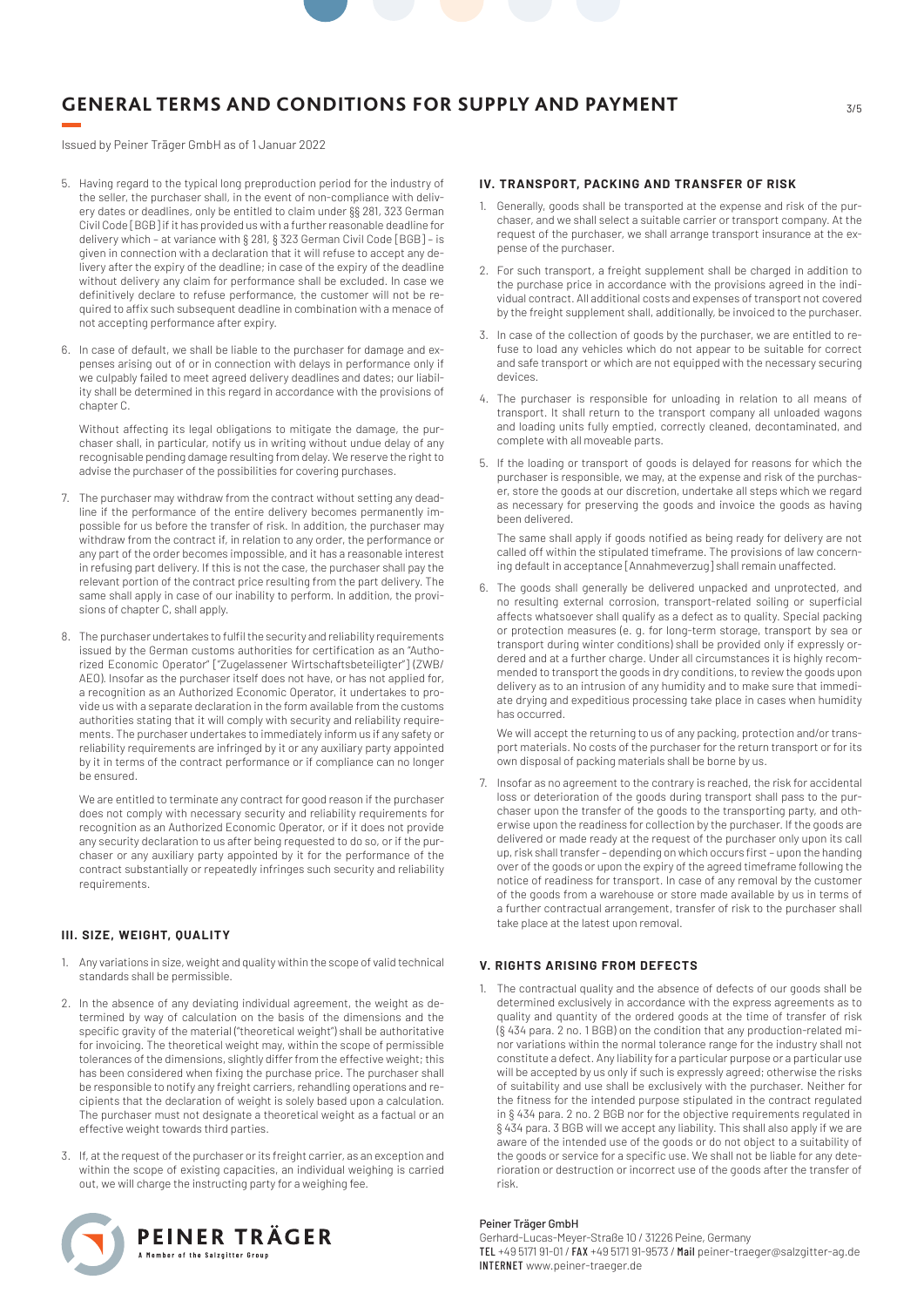# GENERAL TERMS AND CONDITIONS FOR SUPPLY AND PAYMENT

Issued by Peiner Träger GmbH as of 1 Januar 2022

5. Having regard to the typical long preproduction period for the industry of the seller, the purchaser shall, in the event of non-compliance with delivery dates or deadlines, only be entitled to claim under §§ 281, 323 German Civil Code [BGB] if it has provided us with a further reasonable deadline for delivery which – at variance with § 281, § 323 German Civil Code [BGB] – is given in connection with a declaration that it will refuse to accept any delivery after the expiry of the deadline; in case of the expiry of the deadline without delivery any claim for performance shall be excluded. In case we definitively declare to refuse performance, the customer will not be required to affix such subsequent deadline in combination with a menace of not accepting performance after expiry.

6. In case of default, we shall be liable to the purchaser for damage and expenses arising out of or in connection with delays in performance only if we culpably failed to meet agreed delivery deadlines and dates; our liability shall be determined in this regard in accordance with the provisions of chapter C.

   Without affecting its legal obligations to mitigate the damage, the purchaser shall, in particular, notify us in writing without undue delay of any recognisable pending damage resulting from delay. We reserve the right to advise the purchaser of the possibilities for covering purchases.

7. The purchaser may withdraw from the contract without setting any deadline if the performance of the entire delivery becomes permanently impossible for us before the transfer of risk. In addition, the purchaser may withdraw from the contract if, in relation to any order, the performance or any part of the order becomes impossible, and it has a reasonable interest in refusing part delivery. If this is not the case, the purchaser shall pay the relevant portion of the contract price resulting from the part delivery. The same shall apply in case of our inability to perform. In addition, the provisions of chapter C, shall apply.

8. The purchaser undertakes to fulfil the security and reliability requirements issued by the German customs authorities for certification as an "Authorized Economic Operator" ["Zugelassener Wirtschaftsbeteiligter"] (ZWB/AEO). Insofar as the purchaser itself does not have, or has not applied for, a recognition as an Authorized Economic Operator, it undertakes to provide us with a separate declaration in the form available from the customs authorities stating that it will comply with security and reliability requirements. The purchaser undertakes to immediately inform us if any safety or reliability requirements are infringed by it or any auxiliary party appointed by it in terms of the contract performance or if compliance can no longer be ensured.

   We are entitled to terminate any contract for good reason if the purchaser does not comply with necessary security and reliability requirements for recognition as an Authorized Economic Operator, or if it does not provide any security declaration to us after being requested to do so, or if the purchaser or any auxiliary party appointed by it for the performance of the contract substantially or repeatedly infringes such security and reliability requirements.

### III. SIZE, WEIGHT, QUALITY

1. Any variations in size, weight and quality within the scope of valid technical standards shall be permissible.

2. In the absence of any deviating individual agreement, the weight as determined by way of calculation on the basis of the dimensions and the specific gravity of the material ("theoretical weight") shall be authoritative for invoicing. The theoretical weight may, within the scope of permissible tolerances of the dimensions, slightly differ from the effective weight; this has been considered when fixing the purchase price. The purchaser shall be responsible to notify any freight carriers, rehandling operations and recipients that the declaration of weight is solely based upon a calculation. The purchaser must not designate a theoretical weight as a factual or an effective weight towards third parties.

3. If, at the request of the purchaser or its freight carrier, as an exception and within the scope of existing capacities, an individual weighing is carried out, we will charge the instructing party for a weighing fee.

### IV. TRANSPORT, PACKING AND TRANSFER OF RISK

1. Generally, goods shall be transported at the expense and risk of the purchaser, and we shall select a suitable carrier or transport company. At the request of the purchaser, we shall arrange transport insurance at the expense of the purchaser.

2. For such transport, a freight supplement shall be charged in addition to the purchase price in accordance with the provisions agreed in the individual contract. All additional costs and expenses of transport not covered by the freight supplement shall, additionally, be invoiced to the purchaser.

3. In case of the collection of goods by the purchaser, we are entitled to refuse to load any vehicles which do not appear to be suitable for correct and safe transport or which are not equipped with the necessary securing devices.

4. The purchaser is responsible for unloading in relation to all means of transport. It shall return to the transport company all unloaded wagons and loading units fully emptied, correctly cleaned, decontaminated, and complete with all moveable parts.

5. If the loading or transport of goods is delayed for reasons for which the purchaser is responsible, we may, at the expense and risk of the purchaser, store the goods at our discretion, undertake all steps which we regard as necessary for preserving the goods and invoice the goods as having been delivered.

   The same shall apply if goods notified as being ready for delivery are not called off within the stipulated timeframe. The provisions of law concerning default in acceptance [Annahmeverzug] shall remain unaffected.

6. The goods shall generally be delivered unpacked and unprotected, and no resulting external corrosion, transport-related soiling or superficial affects whatsoever shall qualify as a defect as to quality. Special packing or protection measures (e. g. for long-term storage, transport by sea or transport during winter conditions) shall be provided only if expressly ordered and at a further charge. Under all circumstances it is highly recommended to transport the goods in dry conditions, to review the goods upon delivery as to an intrusion of any humidity and to make sure that immediate drying and expeditious processing take place in cases when humidity has occurred.

   We will accept the returning to us of any packing, protection and/or transport materials. No costs of the purchaser for the return transport or for its own disposal of packing materials shall be borne by us.

7. Insofar as no agreement to the contrary is reached, the risk for accidental loss or deterioration of the goods during transport shall pass to the purchaser upon the transfer of the goods to the transporting party, and otherwise upon the readiness for collection by the purchaser. If the goods are delivered or made ready at the request of the purchaser only upon its call up, risk shall transfer – depending on which occurs first – upon the handing over of the goods or upon the expiry of the agreed timeframe following the notice of readiness for transport. In case of any removal by the customer of the goods from a warehouse or store made available by us in terms of a further contractual arrangement, transfer of risk to the purchaser shall take place at the latest upon removal.

### V. RIGHTS ARISING FROM DEFECTS

1. The contractual quality and the absence of defects of our goods shall be determined exclusively in accordance with the express agreements as to quality and quantity of the ordered goods at the time of transfer of risk (§ 434 para. 2 no. 1 BGB) on the condition that any production-related minor variations within the normal tolerance range for the industry shall not constitute a defect. Any liability for a particular purpose or a particular use will be accepted by us only if such is expressly agreed; otherwise the risks of suitability and use shall be exclusively with the purchaser. Neither for the fitness for the intended purpose stipulated in the contract regulated in § 434 para. 2 no. 2 BGB nor for the objective requirements regulated in § 434 para. 3 BGB will we accept any liability. This shall also apply if we are aware of the intended use of the goods or do not object to a suitability of the goods or service for a specific use. We shall not be liable for any deterioration or destruction or incorrect use of the goods after the transfer of risk.

Peiner Träger GmbH
Gerhard-Lucas-Meyer-Straße 10 / 31226 Peine, Germany
TEL +49 5171 91-01 / FAX +49 5171 91-9573 / Mail peiner-traeger@salzgitter-ag.de
INTERNET www.peiner-traeger.de

PEINER TRÄGER
A Member of the Salzgitter Group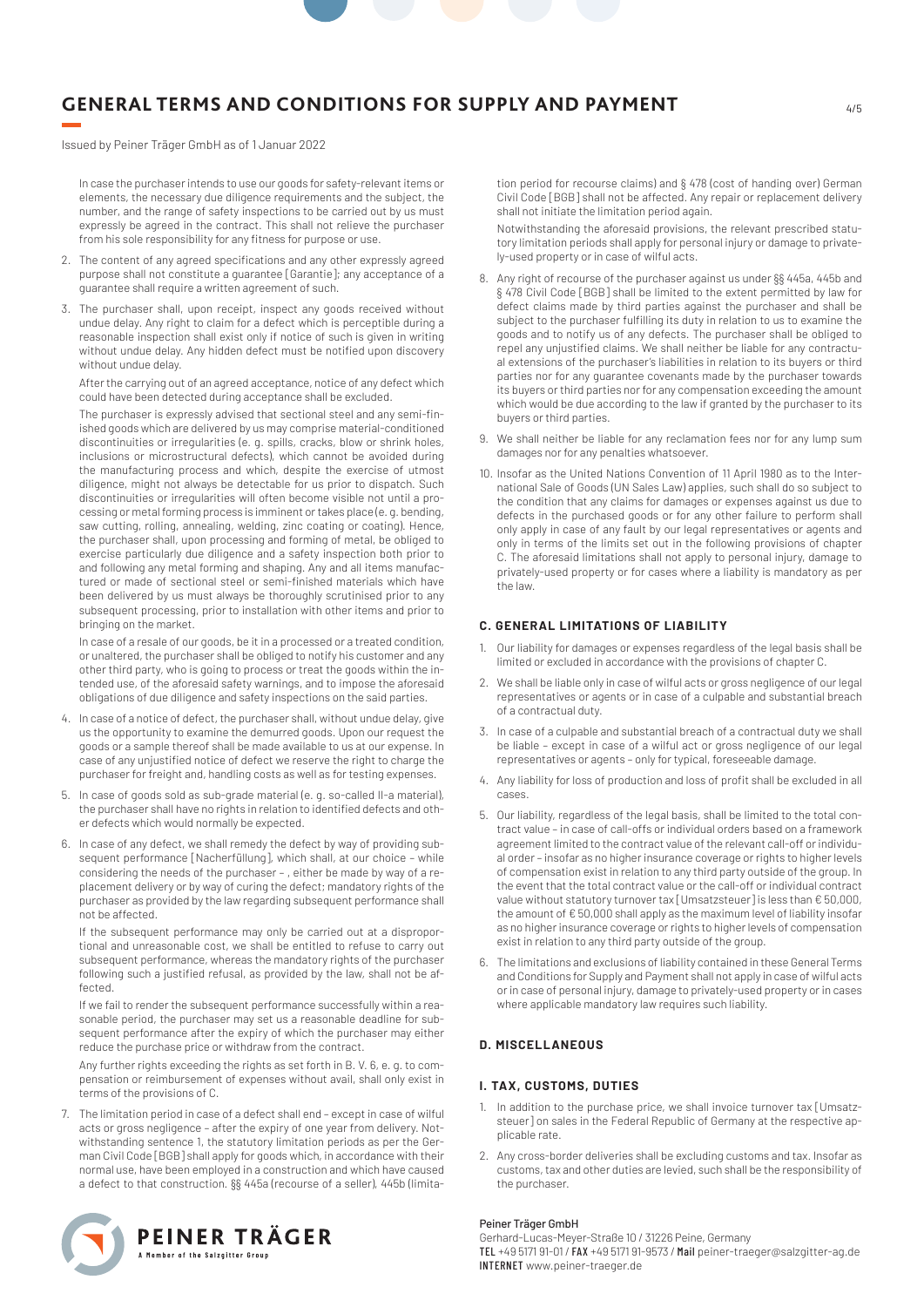In case the purchaser intends to use our goods for safety-relevant items or elements, the necessary due diligence requirements and the subject, the number, and the range of safety inspections to be carried out by us must expressly be agreed in the contract. This shall not relieve the purchaser from his sole responsibility for any fitness for purpose or use.

2. The content of any agreed specifications and any other expressly agreed purpose shall not constitute a guarantee [Garantie]; any acceptance of a guarantee shall require a written agreement of such.

3. The purchaser shall, upon receipt, inspect any goods received without undue delay. Any right to claim for a defect which is perceptible during a reasonable inspection shall exist only if notice of such is given in writing without undue delay. Any hidden defect must be notified upon discovery without undue delay.

   After the carrying out of an agreed acceptance, notice of any defect which could have been detected during acceptance shall be excluded.

   The purchaser is expressly advised that sectional steel and any semi-finished goods which are delivered by us may comprise material-conditioned discontinuities or irregularities (e. g. spills, cracks, blow or shrink holes, inclusions or microstructural defects), which cannot be avoided during the manufacturing process and which, despite the exercise of utmost diligence, might not always be detectable for us prior to dispatch. Such discontinuities or irregularities will often become visible not until a processing or metal forming process is imminent or takes place (e. g. bending, saw cutting, rolling, annealing, welding, zinc coating or coating). Hence, the purchaser shall, upon processing and forming of metal, be obliged to exercise particularly due diligence and a safety inspection both prior to and following any metal forming and shaping. Any and all items manufactured or made of sectional steel or semi-finished materials which have been delivered by us must always be thoroughly scrutinised prior to any subsequent processing, prior to installation with other items and prior to bringing on the market.

   In case of a resale of our goods, be it in a processed or a treated condition, or unaltered, the purchaser shall be obliged to notify his customer and any other third party, who is going to process or treat the goods within the intended use, of the aforesaid safety warnings, and to impose the aforesaid obligations of due diligence and safety inspections on the said parties.

4. In case of a notice of defect, the purchaser shall, without undue delay, give us the opportunity to examine the demurred goods. Upon our request the goods or a sample thereof shall be made available to us at our expense. In case of any unjustified notice of defect we reserve the right to charge the purchaser for freight and, handling costs as well as for testing expenses.

5. In case of goods sold as sub-grade material (e. g. so-called II-a material), the purchaser shall have no rights in relation to identified defects and other defects which would normally be expected.

6. In case of any defect, we shall remedy the defect by way of providing subsequent performance [Nacherfüllung], which shall, at our choice – while considering the needs of the purchaser – , either be made by way of a replacement delivery or by way of curing the defect; mandatory rights of the purchaser as provided by the law regarding subsequent performance shall not be affected.

   If the subsequent performance may only be carried out at a disproportional and unreasonable cost, we shall be entitled to refuse to carry out subsequent performance, whereas the mandatory rights of the purchaser following such a justified refusal, as provided by the law, shall not be affected.

   If we fail to render the subsequent performance successfully within a reasonable period, the purchaser may set us a reasonable deadline for subsequent performance after the expiry of which the purchaser may either reduce the purchase price or withdraw from the contract.

   Any further rights exceeding the rights as set forth in B. V. 6, e. g. to compensation or reimbursement of expenses without avail, shall only exist in terms of the provisions of C.

7. The limitation period in case of a defect shall end – except in case of wilful acts or gross negligence – after the expiry of one year from delivery. Notwithstanding sentence 1, the statutory limitation periods as per the German Civil Code [BGB] shall apply for goods which, in accordance with their normal use, have been employed in a construction and which have caused a defect to that construction. §§ 445a (recourse of a seller), 445b (limitation period for recourse claims) and § 478 (cost of handing over) German Civil Code [BGB] shall not be affected. Any repair or replacement delivery shall not initiate the limitation period again.

   Notwithstanding the aforesaid provisions, the relevant prescribed statutory limitation periods shall apply for personal injury or damage to privately-used property or in case of wilful acts.

8. Any right of recourse of the purchaser against us under §§ 445a, 445b and § 478 Civil Code [BGB] shall be limited to the extent permitted by law for defect claims made by third parties against the purchaser and shall be subject to the purchaser fulfilling its duty in relation to us to examine the goods and to notify us of any defects. The purchaser shall be obliged to repel any unjustified claims. We shall neither be liable for any contractual extensions of the purchaser's liabilities in relation to its buyers or third parties nor for any guarantee covenants made by the purchaser towards its buyers or third parties nor for any compensation exceeding the amount which would be due according to the law if granted by the purchaser to its buyers or third parties.

9. We shall neither be liable for any reclamation fees nor for any lump sum damages nor for any penalties whatsoever.

10. Insofar as the United Nations Convention of 11 April 1980 as to the International Sale of Goods (UN Sales Law) applies, such shall do so subject to the condition that any claims for damages or expenses against us due to defects in the purchased goods or for any other failure to perform shall only apply in case of any fault by our legal representatives or agents and only in terms of the limits set out in the following provisions of chapter C. The aforesaid limitations shall not apply to personal injury, damage to privately-used property or for cases where a liability is mandatory as per the law.

### C. GENERAL LIMITATIONS OF LIABILITY

1. Our liability for damages or expenses regardless of the legal basis shall be limited or excluded in accordance with the provisions of chapter C.

2. We shall be liable only in case of wilful acts or gross negligence of our legal representatives or agents or in case of a culpable and substantial breach of a contractual duty.

3. In case of a culpable and substantial breach of a contractual duty we shall be liable – except in case of a wilful act or gross negligence of our legal representatives or agents – only for typical, foreseeable damage.

4. Any liability for loss of production and loss of profit shall be excluded in all cases.

5. Our liability, regardless of the legal basis, shall be limited to the total contract value – in case of call-offs or individual orders based on a framework agreement limited to the contract value of the relevant call-off or individual order – insofar as no higher insurance coverage or rights to higher levels of compensation exist in relation to any third party outside of the group. In the event that the total contract value or the call-off or individual contract value without statutory turnover tax [Umsatzsteuer] is less than € 50,000, the amount of € 50,000 shall apply as the maximum level of liability insofar as no higher insurance coverage or rights to higher levels of compensation exist in relation to any third party outside of the group.

6. The limitations and exclusions of liability contained in these General Terms and Conditions for Supply and Payment shall not apply in case of wilful acts or in case of personal injury, damage to privately-used property or in cases where applicable mandatory law requires such liability.

### D. MISCELLANEOUS

#### I. TAX, CUSTOMS, DUTIES

1. In addition to the purchase price, we shall invoice turnover tax [Umsatzsteuer] on sales in the Federal Republic of Germany at the respective applicable rate.

2. Any cross-border deliveries shall be excluding customs and tax. Insofar as customs, tax and other duties are levied, such shall be the responsibility of the purchaser.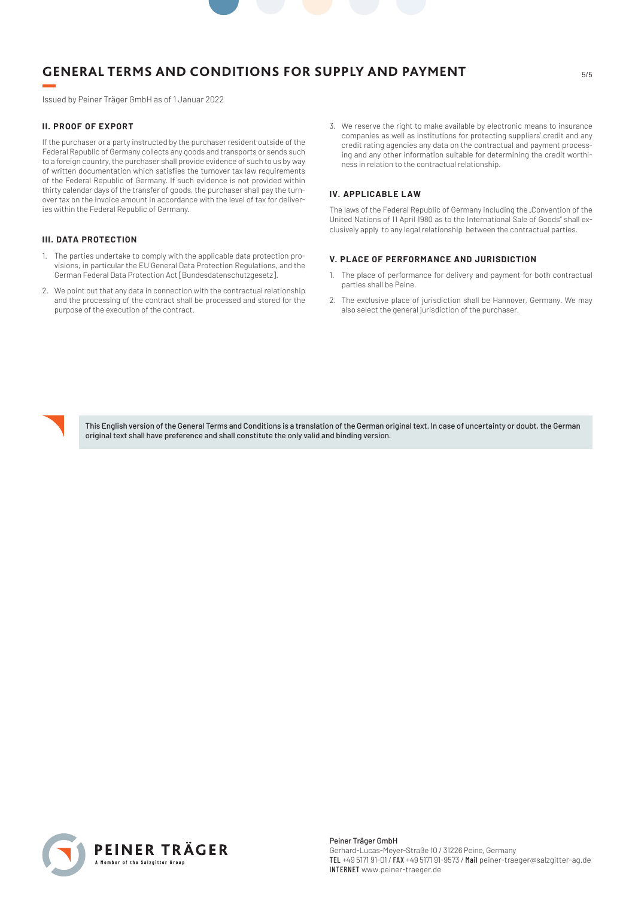# GENERAL TERMS AND CONDITIONS FOR SUPPLY AND PAYMENT

Issued by Peiner Träger GmbH as of 1 Januar 2022

### II. PROOF OF EXPORT

If the purchaser or a party instructed by the purchaser resident outside of the Federal Republic of Germany collects any goods and transports or sends such to a foreign country, the purchaser shall provide evidence of such to us by way of written documentation which satisfies the turnover tax law requirements of the Federal Republic of Germany. If such evidence is not provided within thirty calendar days of the transfer of goods, the purchaser shall pay the turnover tax on the invoice amount in accordance with the level of tax for deliveries within the Federal Republic of Germany.

### III. DATA PROTECTION

1. The parties undertake to comply with the applicable data protection provisions, in particular the EU General Data Protection Regulations, and the German Federal Data Protection Act [Bundesdatenschutzgesetz].
2. We point out that any data in connection with the contractual relationship and the processing of the contract shall be processed and stored for the purpose of the execution of the contract.
3. We reserve the right to make available by electronic means to insurance companies as well as institutions for protecting suppliers' credit and any credit rating agencies any data on the contractual and payment processing and any other information suitable for determining the credit worthiness in relation to the contractual relationship.

### IV. APPLICABLE LAW

The laws of the Federal Republic of Germany including the „Convention of the United Nations of 11 April 1980 as to the International Sale of Goods" shall exclusively apply to any legal relationship between the contractual parties.

### V. PLACE OF PERFORMANCE AND JURISDICTION

1. The place of performance for delivery and payment for both contractual parties shall be Peine.
2. The exclusive place of jurisdiction shall be Hannover, Germany. We may also select the general jurisdiction of the purchaser.

This English version of the General Terms and Conditions is a translation of the German original text. In case of uncertainty or doubt, the German original text shall have preference and shall constitute the only valid and binding version.

PEINER TRÄGER
A Member of the Salzgitter Group

Peiner Träger GmbH
Gerhard-Lucas-Meyer-Straße 10 / 31226 Peine, Germany
**TEL** +49 5171 91-01 / **FAX** +49 5171 91-9573 / **Mail** peiner-traeger@salzgitter-ag.de
**INTERNET** www.peiner-traeger.de